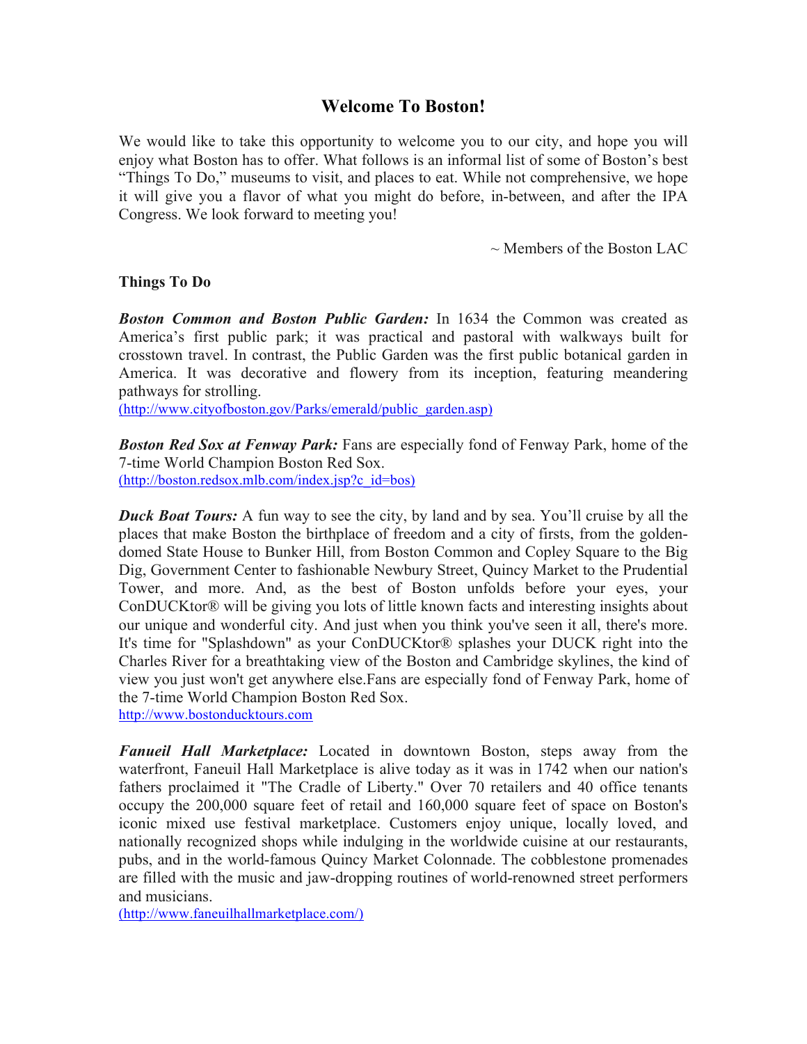# Welcome To Boston!

We would like to take this opportunity to welcome you to our city, and hope you will enjoy what Boston has to offer. What follows is an informal list of some of Boston's best "Things To Do," museums to visit, and places to eat. While not comprehensive, we hope it will give you a flavor of what you might do before, in-between, and after the IPA Congress. We look forward to meeting you!

~ Members of the Boston LAC

## Things To Do

***Boston Common and Boston Public Garden:*** In 1634 the Common was created as America's first public park; it was practical and pastoral with walkways built for crosstown travel. In contrast, the Public Garden was the first public botanical garden in America. It was decorative and flowery from its inception, featuring meandering pathways for strolling.
(http://www.cityofboston.gov/Parks/emerald/public_garden.asp)

***Boston Red Sox at Fenway Park:*** Fans are especially fond of Fenway Park, home of the 7-time World Champion Boston Red Sox.
(http://boston.redsox.mlb.com/index.jsp?c_id=bos)

***Duck Boat Tours:*** A fun way to see the city, by land and by sea. You'll cruise by all the places that make Boston the birthplace of freedom and a city of firsts, from the golden-domed State House to Bunker Hill, from Boston Common and Copley Square to the Big Dig, Government Center to fashionable Newbury Street, Quincy Market to the Prudential Tower, and more. And, as the best of Boston unfolds before your eyes, your ConDUCKtor® will be giving you lots of little known facts and interesting insights about our unique and wonderful city. And just when you think you've seen it all, there's more. It's time for "Splashdown" as your ConDUCKtor® splashes your DUCK right into the Charles River for a breathtaking view of the Boston and Cambridge skylines, the kind of view you just won't get anywhere else.Fans are especially fond of Fenway Park, home of the 7-time World Champion Boston Red Sox.
http://www.bostonducktours.com

***Fanueil Hall Marketplace:*** Located in downtown Boston, steps away from the waterfront, Faneuil Hall Marketplace is alive today as it was in 1742 when our nation's fathers proclaimed it "The Cradle of Liberty." Over 70 retailers and 40 office tenants occupy the 200,000 square feet of retail and 160,000 square feet of space on Boston's iconic mixed use festival marketplace. Customers enjoy unique, locally loved, and nationally recognized shops while indulging in the worldwide cuisine at our restaurants, pubs, and in the world-famous Quincy Market Colonnade. The cobblestone promenades are filled with the music and jaw-dropping routines of world-renowned street performers and musicians.
(http://www.faneuilhallmarketplace.com/)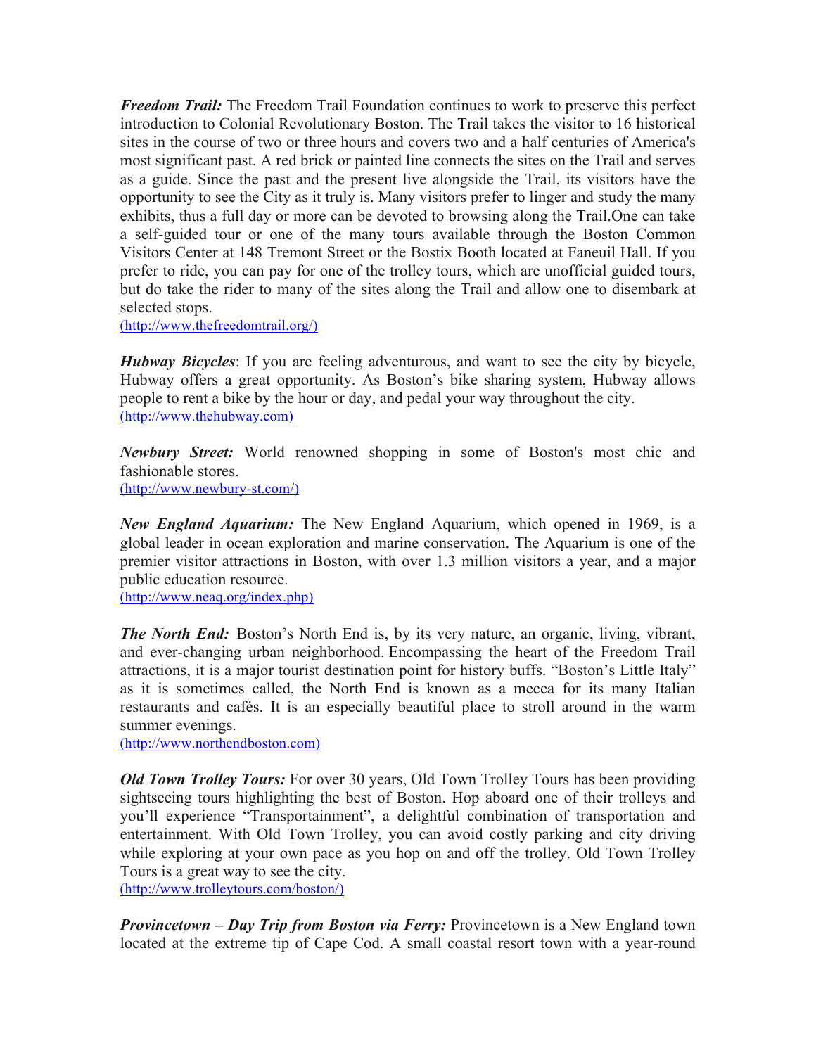***Freedom Trail:*** The Freedom Trail Foundation continues to work to preserve this perfect introduction to Colonial Revolutionary Boston. The Trail takes the visitor to 16 historical sites in the course of two or three hours and covers two and a half centuries of America's most significant past. A red brick or painted line connects the sites on the Trail and serves as a guide. Since the past and the present live alongside the Trail, its visitors have the opportunity to see the City as it truly is. Many visitors prefer to linger and study the many exhibits, thus a full day or more can be devoted to browsing along the Trail.One can take a self-guided tour or one of the many tours available through the Boston Common Visitors Center at 148 Tremont Street or the Bostix Booth located at Faneuil Hall. If you prefer to ride, you can pay for one of the trolley tours, which are unofficial guided tours, but do take the rider to many of the sites along the Trail and allow one to disembark at selected stops.
(http://www.thefreedomtrail.org/)

***Hubway Bicycles***: If you are feeling adventurous, and want to see the city by bicycle, Hubway offers a great opportunity. As Boston's bike sharing system, Hubway allows people to rent a bike by the hour or day, and pedal your way throughout the city.
(http://www.thehubway.com)

***Newbury Street:*** World renowned shopping in some of Boston's most chic and fashionable stores.
(http://www.newbury-st.com/)

***New England Aquarium:*** The New England Aquarium, which opened in 1969, is a global leader in ocean exploration and marine conservation. The Aquarium is one of the premier visitor attractions in Boston, with over 1.3 million visitors a year, and a major public education resource.
(http://www.neaq.org/index.php)

***The North End:*** Boston's North End is, by its very nature, an organic, living, vibrant, and ever-changing urban neighborhood. Encompassing the heart of the Freedom Trail attractions, it is a major tourist destination point for history buffs. "Boston's Little Italy" as it is sometimes called, the North End is known as a mecca for its many Italian restaurants and cafés. It is an especially beautiful place to stroll around in the warm summer evenings.
(http://www.northendboston.com)

***Old Town Trolley Tours:*** For over 30 years, Old Town Trolley Tours has been providing sightseeing tours highlighting the best of Boston. Hop aboard one of their trolleys and you'll experience "Transportainment", a delightful combination of transportation and entertainment. With Old Town Trolley, you can avoid costly parking and city driving while exploring at your own pace as you hop on and off the trolley. Old Town Trolley Tours is a great way to see the city.
(http://www.trolleytours.com/boston/)

***Provincetown – Day Trip from Boston via Ferry:*** Provincetown is a New England town located at the extreme tip of Cape Cod. A small coastal resort town with a year-round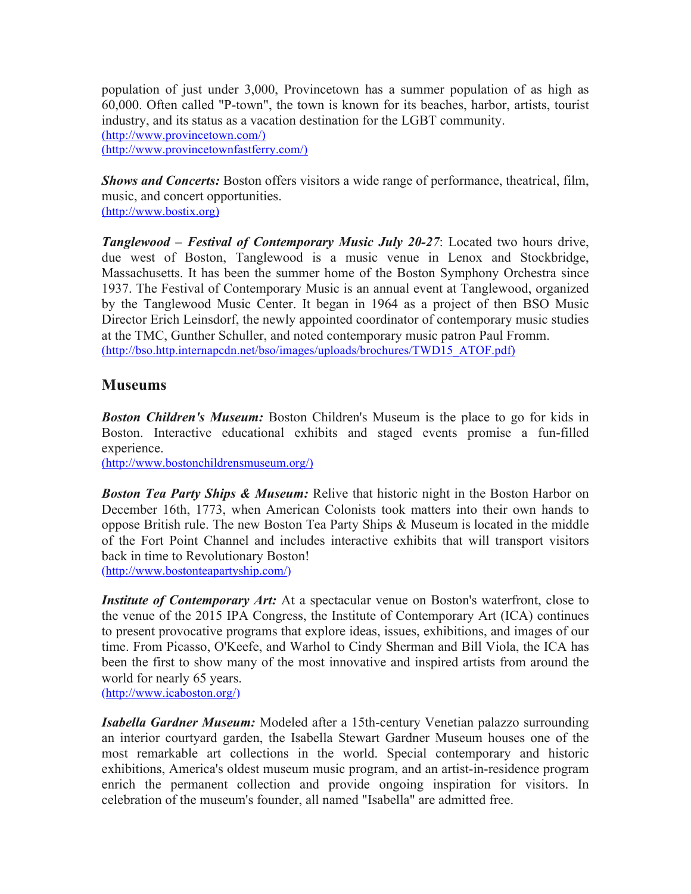population of just under 3,000, Provincetown has a summer population of as high as 60,000. Often called "P-town", the town is known for its beaches, harbor, artists, tourist industry, and its status as a vacation destination for the LGBT community.
(http://www.provincetown.com/)
(http://www.provincetownfastferry.com/)

***Shows and Concerts:*** Boston offers visitors a wide range of performance, theatrical, film, music, and concert opportunities.
(http://www.bostix.org)

***Tanglewood – Festival of Contemporary Music July 20-27***: Located two hours drive, due west of Boston, Tanglewood is a music venue in Lenox and Stockbridge, Massachusetts. It has been the summer home of the Boston Symphony Orchestra since 1937. The Festival of Contemporary Music is an annual event at Tanglewood, organized by the Tanglewood Music Center. It began in 1964 as a project of then BSO Music Director Erich Leinsdorf, the newly appointed coordinator of contemporary music studies at the TMC, Gunther Schuller, and noted contemporary music patron Paul Fromm.
(http://bso.http.internapcdn.net/bso/images/uploads/brochures/TWD15_ATOF.pdf)

## Museums

***Boston Children's Museum:*** Boston Children's Museum is the place to go for kids in Boston. Interactive educational exhibits and staged events promise a fun-filled experience.
(http://www.bostonchildrensmuseum.org/)

***Boston Tea Party Ships & Museum:*** Relive that historic night in the Boston Harbor on December 16th, 1773, when American Colonists took matters into their own hands to oppose British rule. The new Boston Tea Party Ships & Museum is located in the middle of the Fort Point Channel and includes interactive exhibits that will transport visitors back in time to Revolutionary Boston!
(http://www.bostonteapartyship.com/)

***Institute of Contemporary Art:*** At a spectacular venue on Boston's waterfront, close to the venue of the 2015 IPA Congress, the Institute of Contemporary Art (ICA) continues to present provocative programs that explore ideas, issues, exhibitions, and images of our time. From Picasso, O'Keefe, and Warhol to Cindy Sherman and Bill Viola, the ICA has been the first to show many of the most innovative and inspired artists from around the world for nearly 65 years.
(http://www.icaboston.org/)

***Isabella Gardner Museum:*** Modeled after a 15th-century Venetian palazzo surrounding an interior courtyard garden, the Isabella Stewart Gardner Museum houses one of the most remarkable art collections in the world. Special contemporary and historic exhibitions, America's oldest museum music program, and an artist-in-residence program enrich the permanent collection and provide ongoing inspiration for visitors. In celebration of the museum's founder, all named "Isabella" are admitted free.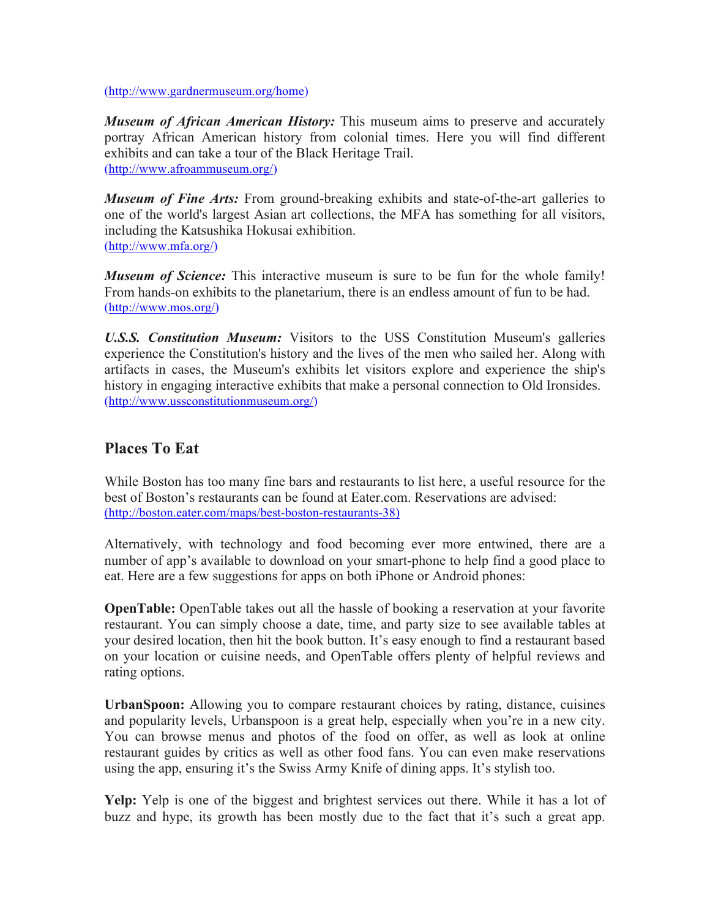(http://www.gardnermuseum.org/home)

***Museum of African American History:*** This museum aims to preserve and accurately portray African American history from colonial times. Here you will find different exhibits and can take a tour of the Black Heritage Trail.
(http://www.afroammuseum.org/)

***Museum of Fine Arts:*** From ground-breaking exhibits and state-of-the-art galleries to one of the world's largest Asian art collections, the MFA has something for all visitors, including the Katsushika Hokusai exhibition.
(http://www.mfa.org/)

***Museum of Science:*** This interactive museum is sure to be fun for the whole family! From hands-on exhibits to the planetarium, there is an endless amount of fun to be had.
(http://www.mos.org/)

***U.S.S. Constitution Museum:*** Visitors to the USS Constitution Museum's galleries experience the Constitution's history and the lives of the men who sailed her. Along with artifacts in cases, the Museum's exhibits let visitors explore and experience the ship's history in engaging interactive exhibits that make a personal connection to Old Ironsides.
(http://www.ussconstitutionmuseum.org/)

## Places To Eat

While Boston has too many fine bars and restaurants to list here, a useful resource for the best of Boston's restaurants can be found at Eater.com. Reservations are advised:
(http://boston.eater.com/maps/best-boston-restaurants-38)

Alternatively, with technology and food becoming ever more entwined, there are a number of app's available to download on your smart-phone to help find a good place to eat. Here are a few suggestions for apps on both iPhone or Android phones:

**OpenTable:** OpenTable takes out all the hassle of booking a reservation at your favorite restaurant. You can simply choose a date, time, and party size to see available tables at your desired location, then hit the book button. It's easy enough to find a restaurant based on your location or cuisine needs, and OpenTable offers plenty of helpful reviews and rating options.

**UrbanSpoon:** Allowing you to compare restaurant choices by rating, distance, cuisines and popularity levels, Urbanspoon is a great help, especially when you're in a new city. You can browse menus and photos of the food on offer, as well as look at online restaurant guides by critics as well as other food fans. You can even make reservations using the app, ensuring it's the Swiss Army Knife of dining apps. It's stylish too.

**Yelp:** Yelp is one of the biggest and brightest services out there. While it has a lot of buzz and hype, its growth has been mostly due to the fact that it's such a great app.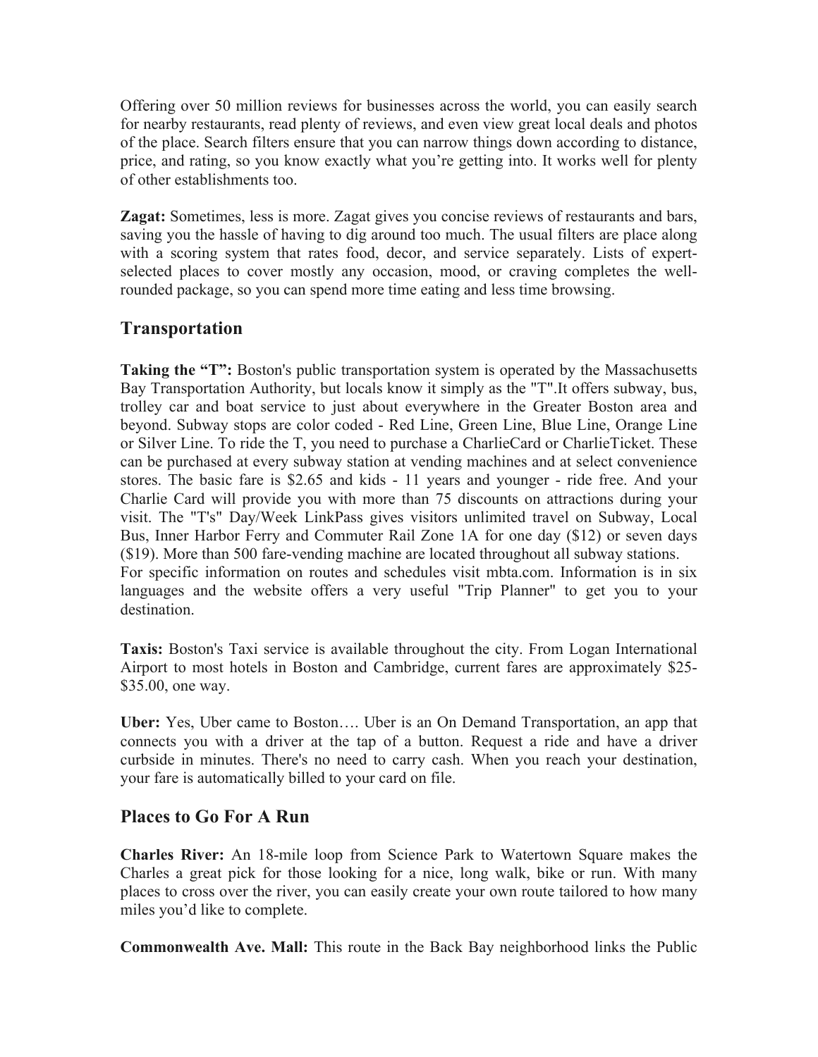Offering over 50 million reviews for businesses across the world, you can easily search for nearby restaurants, read plenty of reviews, and even view great local deals and photos of the place. Search filters ensure that you can narrow things down according to distance, price, and rating, so you know exactly what you're getting into. It works well for plenty of other establishments too.

**Zagat:** Sometimes, less is more. Zagat gives you concise reviews of restaurants and bars, saving you the hassle of having to dig around too much. The usual filters are place along with a scoring system that rates food, decor, and service separately. Lists of expert-selected places to cover mostly any occasion, mood, or craving completes the well-rounded package, so you can spend more time eating and less time browsing.

## Transportation

**Taking the "T":** Boston's public transportation system is operated by the Massachusetts Bay Transportation Authority, but locals know it simply as the "T".It offers subway, bus, trolley car and boat service to just about everywhere in the Greater Boston area and beyond. Subway stops are color coded - Red Line, Green Line, Blue Line, Orange Line or Silver Line. To ride the T, you need to purchase a CharlieCard or CharlieTicket. These can be purchased at every subway station at vending machines and at select convenience stores. The basic fare is $2.65 and kids - 11 years and younger - ride free. And your Charlie Card will provide you with more than 75 discounts on attractions during your visit. The "T's" Day/Week LinkPass gives visitors unlimited travel on Subway, Local Bus, Inner Harbor Ferry and Commuter Rail Zone 1A for one day ($12) or seven days ($19). More than 500 fare-vending machine are located throughout all subway stations.
For specific information on routes and schedules visit mbta.com. Information is in six languages and the website offers a very useful "Trip Planner" to get you to your destination.

**Taxis:** Boston's Taxi service is available throughout the city. From Logan International Airport to most hotels in Boston and Cambridge, current fares are approximately $25-$35.00, one way.

**Uber:** Yes, Uber came to Boston…. Uber is an On Demand Transportation, an app that connects you with a driver at the tap of a button. Request a ride and have a driver curbside in minutes. There's no need to carry cash. When you reach your destination, your fare is automatically billed to your card on file.

## Places to Go For A Run

**Charles River:** An 18-mile loop from Science Park to Watertown Square makes the Charles a great pick for those looking for a nice, long walk, bike or run. With many places to cross over the river, you can easily create your own route tailored to how many miles you'd like to complete.

**Commonwealth Ave. Mall:** This route in the Back Bay neighborhood links the Public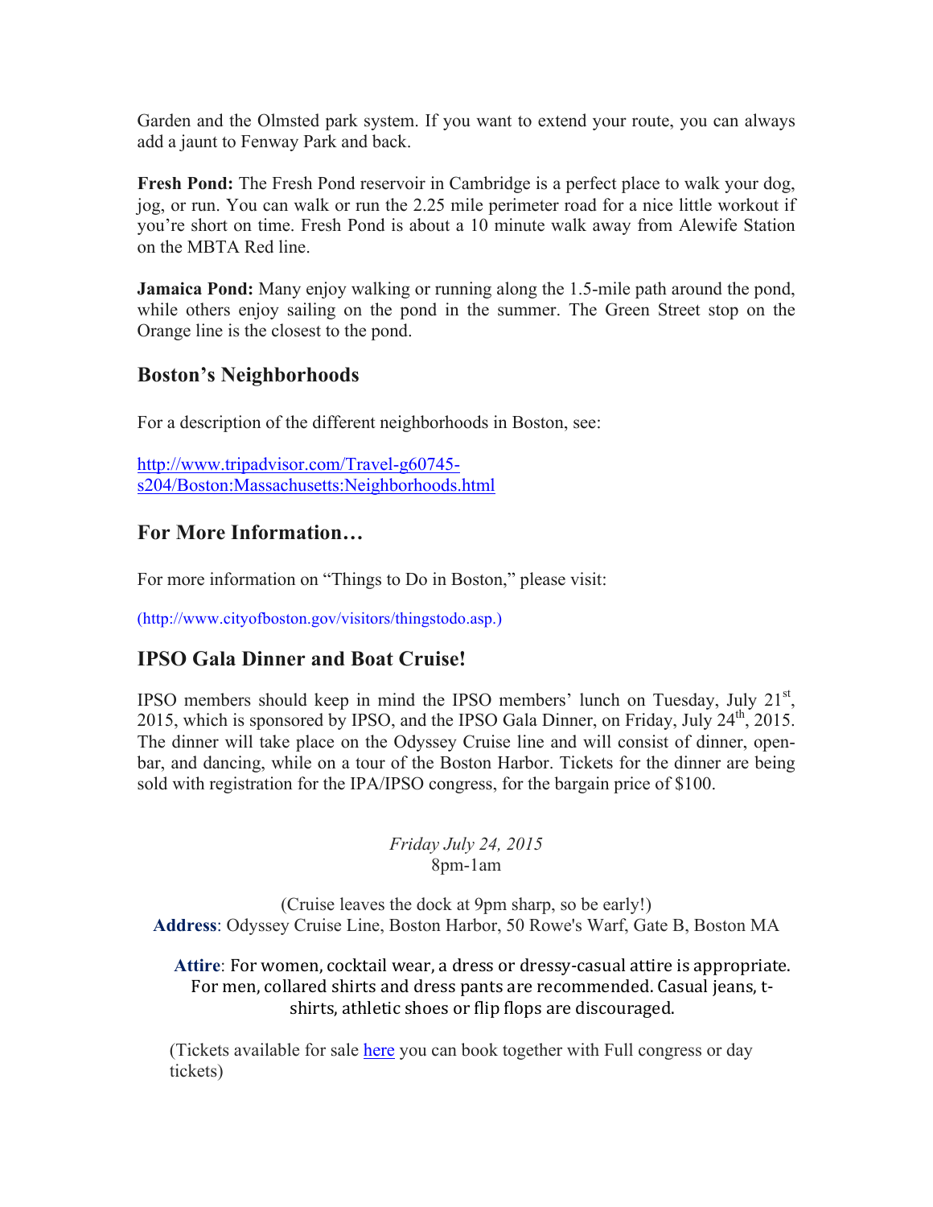Garden and the Olmsted park system. If you want to extend your route, you can always add a jaunt to Fenway Park and back.

**Fresh Pond:** The Fresh Pond reservoir in Cambridge is a perfect place to walk your dog, jog, or run. You can walk or run the 2.25 mile perimeter road for a nice little workout if you're short on time. Fresh Pond is about a 10 minute walk away from Alewife Station on the MBTA Red line.

**Jamaica Pond:** Many enjoy walking or running along the 1.5-mile path around the pond, while others enjoy sailing on the pond in the summer. The Green Street stop on the Orange line is the closest to the pond.

## Boston's Neighborhoods

For a description of the different neighborhoods in Boston, see:

http://www.tripadvisor.com/Travel-g60745-s204/Boston:Massachusetts:Neighborhoods.html

## For More Information…

For more information on "Things to Do in Boston," please visit:

(http://www.cityofboston.gov/visitors/thingstodo.asp.)

## IPSO Gala Dinner and Boat Cruise!

IPSO members should keep in mind the IPSO members' lunch on Tuesday, July 21st, 2015, which is sponsored by IPSO, and the IPSO Gala Dinner, on Friday, July 24th, 2015. The dinner will take place on the Odyssey Cruise line and will consist of dinner, open-bar, and dancing, while on a tour of the Boston Harbor. Tickets for the dinner are being sold with registration for the IPA/IPSO congress, for the bargain price of $100.

*Friday July 24, 2015*
8pm-1am

(Cruise leaves the dock at 9pm sharp, so be early!)
**Address**: Odyssey Cruise Line, Boston Harbor, 50 Rowe's Warf, Gate B, Boston MA

**Attire**: For women, cocktail wear, a dress or dressy-casual attire is appropriate. For men, collared shirts and dress pants are recommended. Casual jeans, t-shirts, athletic shoes or flip flops are discouraged.

(Tickets available for sale here you can book together with Full congress or day tickets)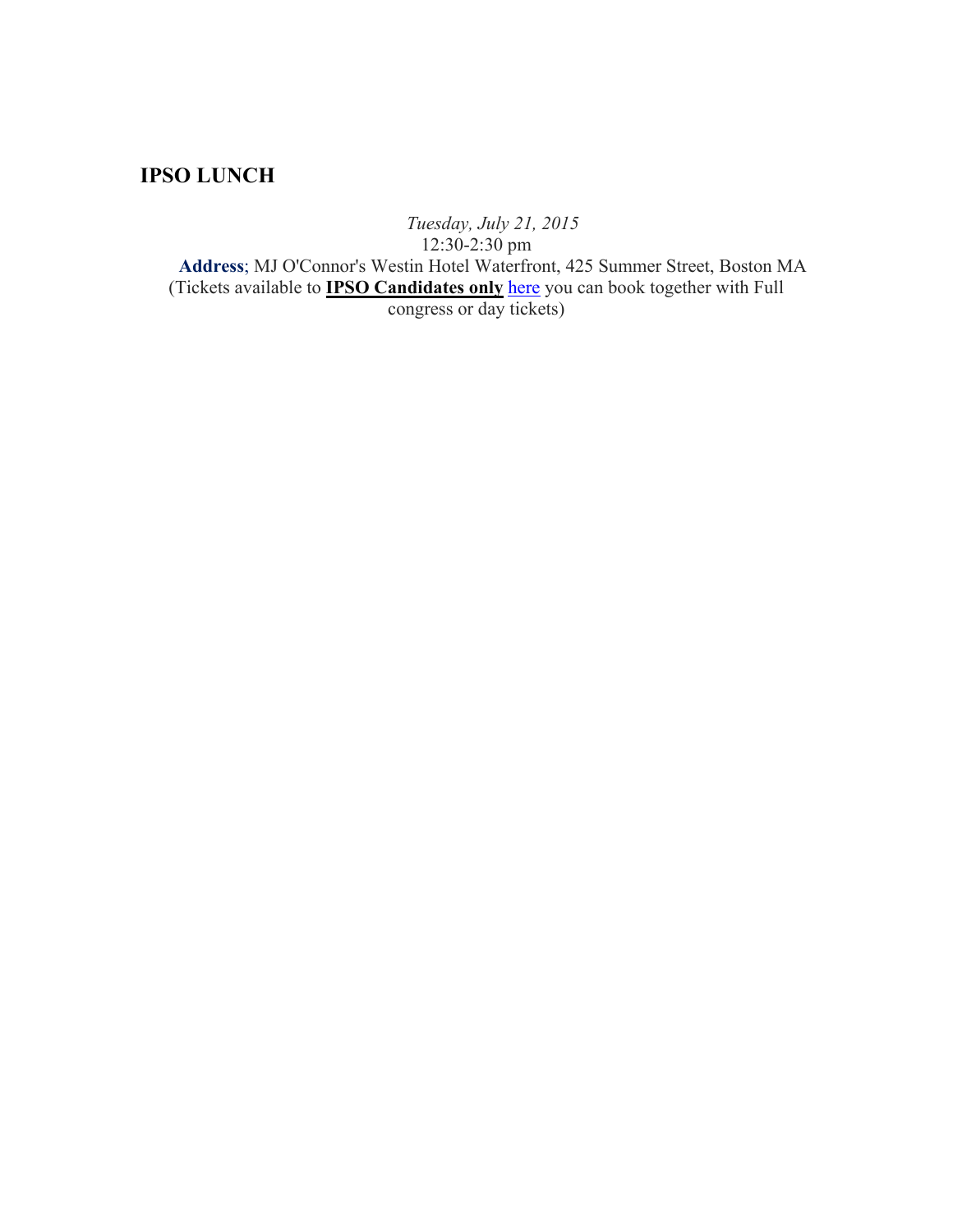## IPSO LUNCH

*Tuesday, July 21, 2015*
12:30-2:30 pm
**Address**; MJ O'Connor's Westin Hotel Waterfront, 425 Summer Street, Boston MA
(Tickets available to **IPSO Candidates only** here you can book together with Full congress or day tickets)